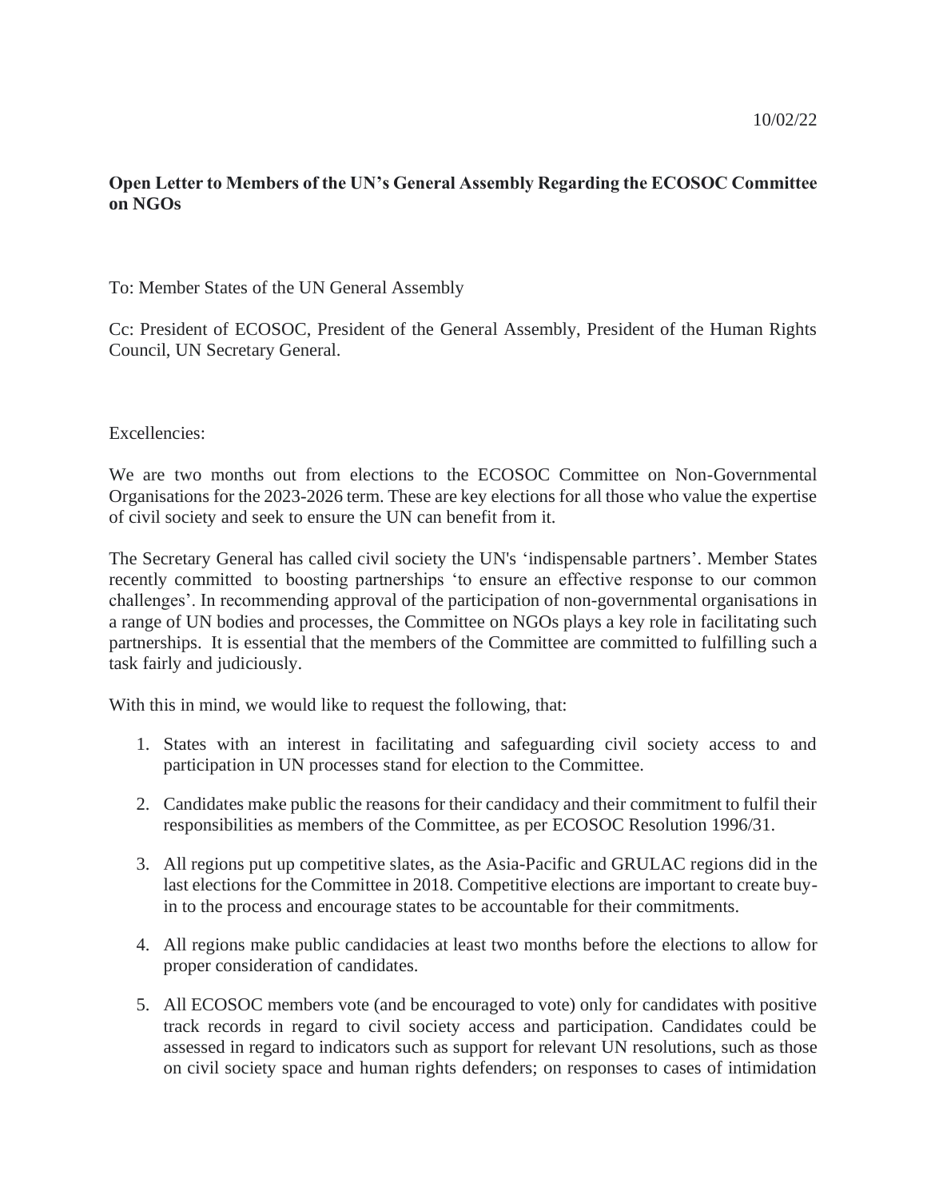10/02/22

**Open Letter to Members of the UN's General Assembly Regarding the ECOSOC Committee on NGOs**

To: Member States of the UN General Assembly

Cc: President of ECOSOC, President of the General Assembly, President of the Human Rights Council, UN Secretary General.

Excellencies:

We are two months out from elections to the ECOSOC Committee on Non-Governmental Organisations for the 2023-2026 term. These are key elections for all those who value the expertise of civil society and seek to ensure the UN can benefit from it.

The Secretary General has called civil society the UN's 'indispensable partners'. Member States recently committed to boosting partnerships 'to ensure an effective response to our common challenges'. In recommending approval of the participation of non-governmental organisations in a range of UN bodies and processes, the Committee on NGOs plays a key role in facilitating such partnerships. It is essential that the members of the Committee are committed to fulfilling such a task fairly and judiciously.

With this in mind, we would like to request the following, that:

1. States with an interest in facilitating and safeguarding civil society access to and participation in UN processes stand for election to the Committee.
2. Candidates make public the reasons for their candidacy and their commitment to fulfil their responsibilities as members of the Committee, as per ECOSOC Resolution 1996/31.
3. All regions put up competitive slates, as the Asia-Pacific and GRULAC regions did in the last elections for the Committee in 2018. Competitive elections are important to create buy-in to the process and encourage states to be accountable for their commitments.
4. All regions make public candidacies at least two months before the elections to allow for proper consideration of candidates.
5. All ECOSOC members vote (and be encouraged to vote) only for candidates with positive track records in regard to civil society access and participation. Candidates could be assessed in regard to indicators such as support for relevant UN resolutions, such as those on civil society space and human rights defenders; on responses to cases of intimidation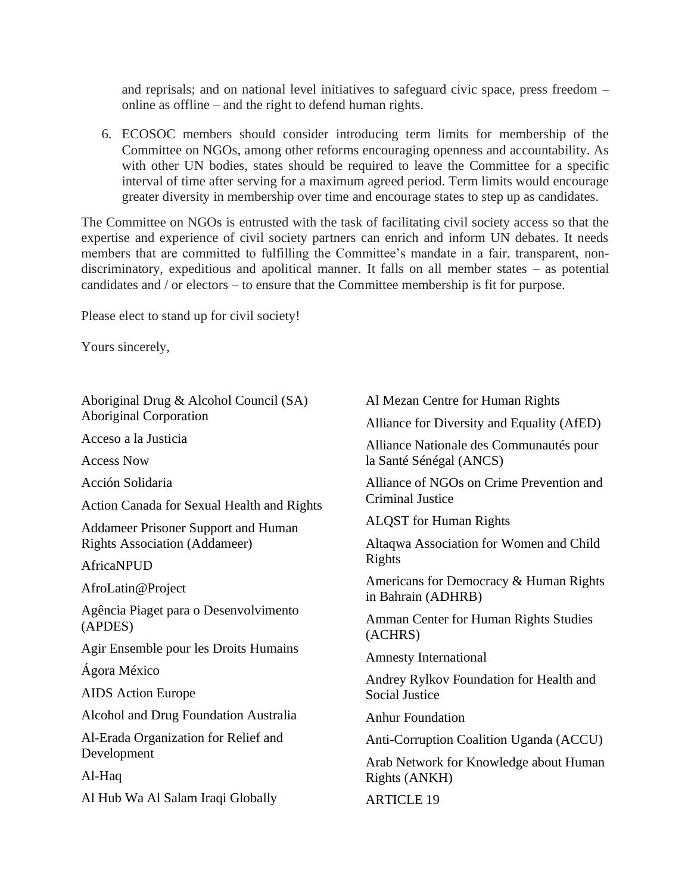and reprisals; and on national level initiatives to safeguard civic space, press freedom – online as offline – and the right to defend human rights.

6. ECOSOC members should consider introducing term limits for membership of the Committee on NGOs, among other reforms encouraging openness and accountability. As with other UN bodies, states should be required to leave the Committee for a specific interval of time after serving for a maximum agreed period. Term limits would encourage greater diversity in membership over time and encourage states to step up as candidates.

The Committee on NGOs is entrusted with the task of facilitating civil society access so that the expertise and experience of civil society partners can enrich and inform UN debates. It needs members that are committed to fulfilling the Committee's mandate in a fair, transparent, non-discriminatory, expeditious and apolitical manner. It falls on all member states – as potential candidates and / or electors – to ensure that the Committee membership is fit for purpose.

Please elect to stand up for civil society!

Yours sincerely,

Aboriginal Drug & Alcohol Council (SA) Aboriginal Corporation

Acceso a la Justicia

Access Now

Acción Solidaria

Action Canada for Sexual Health and Rights

Addameer Prisoner Support and Human Rights Association (Addameer)

AfricaNPUD

AfroLatin@Project

Agência Piaget para o Desenvolvimento (APDES)

Agir Ensemble pour les Droits Humains

Ágora México

AIDS Action Europe

Alcohol and Drug Foundation Australia

Al-Erada Organization for Relief and Development

Al-Haq

Al Hub Wa Al Salam Iraqi Globally

Al Mezan Centre for Human Rights

Alliance for Diversity and Equality (AfED)

Alliance Nationale des Communautés pour la Santé Sénégal (ANCS)

Alliance of NGOs on Crime Prevention and Criminal Justice

ALQST for Human Rights

Altaqwa Association for Women and Child Rights

Americans for Democracy & Human Rights in Bahrain (ADHRB)

Amman Center for Human Rights Studies (ACHRS)

Amnesty International

Andrey Rylkov Foundation for Health and Social Justice

Anhur Foundation

Anti-Corruption Coalition Uganda (ACCU)

Arab Network for Knowledge about Human Rights (ANKH)

ARTICLE 19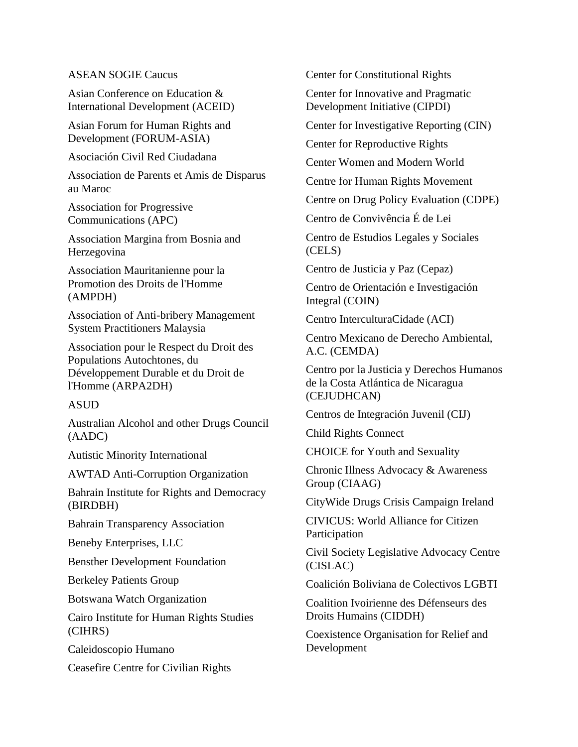ASEAN SOGIE Caucus

Asian Conference on Education & International Development (ACEID)

Asian Forum for Human Rights and Development (FORUM-ASIA)

Asociación Civil Red Ciudadana

Association de Parents et Amis de Disparus au Maroc

Association for Progressive Communications (APC)

Association Margina from Bosnia and Herzegovina

Association Mauritanienne pour la Promotion des Droits de l'Homme (AMPDH)

Association of Anti-bribery Management System Practitioners Malaysia

Association pour le Respect du Droit des Populations Autochtones, du Développement Durable et du Droit de l'Homme (ARPA2DH)

ASUD

Australian Alcohol and other Drugs Council (AADC)

Autistic Minority International

AWTAD Anti-Corruption Organization

Bahrain Institute for Rights and Democracy (BIRDBH)

Bahrain Transparency Association

Beneby Enterprises, LLC

Bensther Development Foundation

Berkeley Patients Group

Botswana Watch Organization

Cairo Institute for Human Rights Studies (CIHRS)

Caleidoscopio Humano

Ceasefire Centre for Civilian Rights

Center for Constitutional Rights

Center for Innovative and Pragmatic Development Initiative (CIPDI)

Center for Investigative Reporting (CIN)

Center for Reproductive Rights

Center Women and Modern World

Centre for Human Rights Movement

Centre on Drug Policy Evaluation (CDPE)

Centro de Convivência É de Lei

Centro de Estudios Legales y Sociales (CELS)

Centro de Justicia y Paz (Cepaz)

Centro de Orientación e Investigación Integral (COIN)

Centro InterculturaCidade (ACI)

Centro Mexicano de Derecho Ambiental, A.C. (CEMDA)

Centro por la Justicia y Derechos Humanos de la Costa Atlántica de Nicaragua (CEJUDHCAN)

Centros de Integración Juvenil (CIJ)

Child Rights Connect

CHOICE for Youth and Sexuality

Chronic Illness Advocacy & Awareness Group (CIAAG)

CityWide Drugs Crisis Campaign Ireland

CIVICUS: World Alliance for Citizen Participation

Civil Society Legislative Advocacy Centre (CISLAC)

Coalición Boliviana de Colectivos LGBTI

Coalition Ivoirienne des Défenseurs des Droits Humains (CIDDH)

Coexistence Organisation for Relief and Development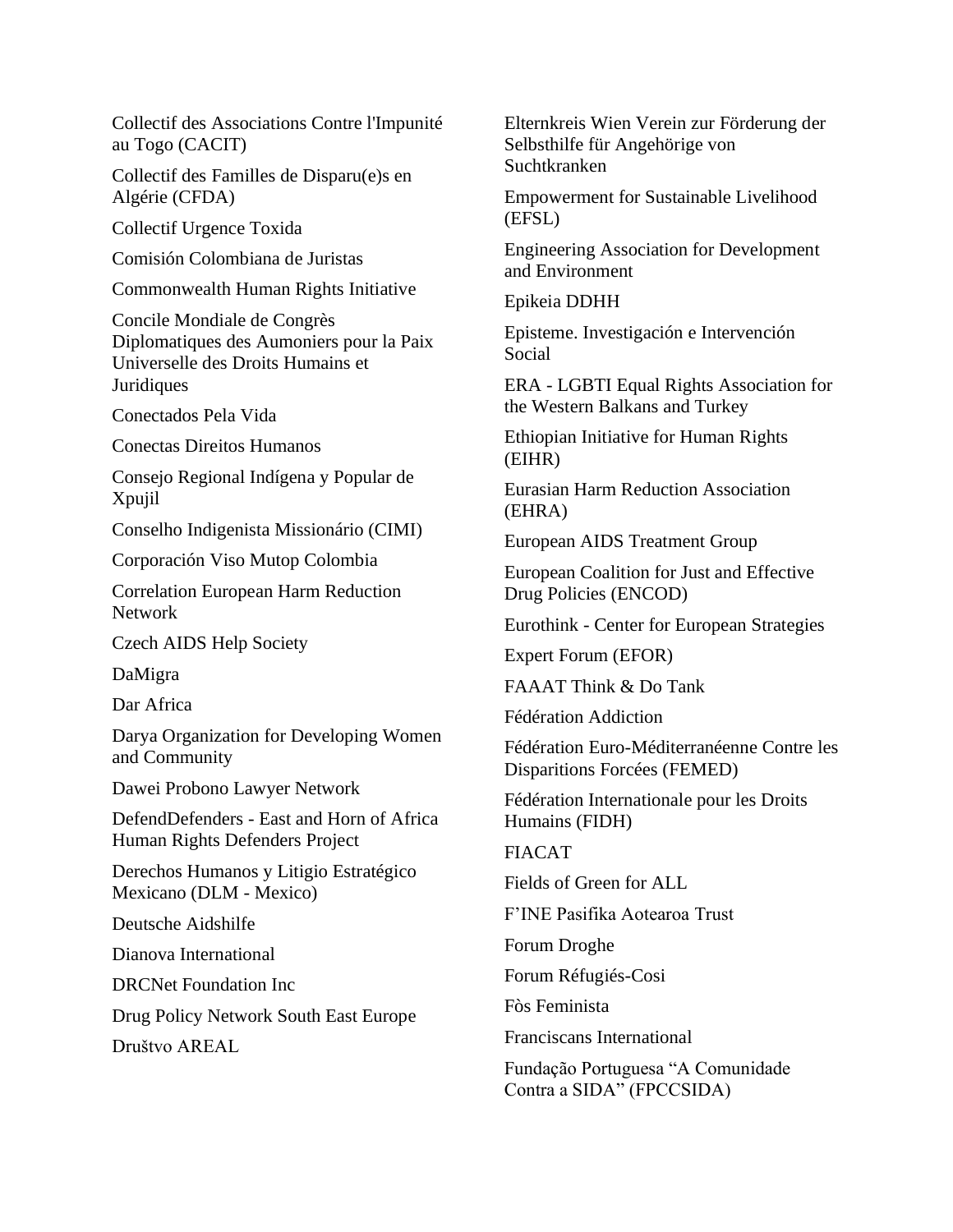Collectif des Associations Contre l'Impunité au Togo (CACIT)

Collectif des Familles de Disparu(e)s en Algérie (CFDA)

Collectif Urgence Toxida

Comisión Colombiana de Juristas

Commonwealth Human Rights Initiative

Concile Mondiale de Congrès Diplomatiques des Aumoniers pour la Paix Universelle des Droits Humains et Juridiques

Conectados Pela Vida

Conectas Direitos Humanos

Consejo Regional Indígena y Popular de Xpujil

Conselho Indigenista Missionário (CIMI)

Corporación Viso Mutop Colombia

Correlation European Harm Reduction Network

Czech AIDS Help Society

DaMigra

Dar Africa

Darya Organization for Developing Women and Community

Dawei Probono Lawyer Network

DefendDefenders - East and Horn of Africa Human Rights Defenders Project

Derechos Humanos y Litigio Estratégico Mexicano (DLM - Mexico)

Deutsche Aidshilfe

Dianova International

DRCNet Foundation Inc

Drug Policy Network South East Europe

Društvo AREAL

Elternkreis Wien Verein zur Förderung der Selbsthilfe für Angehörige von Suchtkranken

Empowerment for Sustainable Livelihood (EFSL)

Engineering Association for Development and Environment

Epikeia DDHH

Episteme. Investigación e Intervención Social

ERA - LGBTI Equal Rights Association for the Western Balkans and Turkey

Ethiopian Initiative for Human Rights (EIHR)

Eurasian Harm Reduction Association (EHRA)

European AIDS Treatment Group

European Coalition for Just and Effective Drug Policies (ENCOD)

Eurothink - Center for European Strategies

Expert Forum (EFOR)

FAAAT Think & Do Tank

Fédération Addiction

Fédération Euro-Méditerranéenne Contre les Disparitions Forcées (FEMED)

Fédération Internationale pour les Droits Humains (FIDH)

FIACAT

Fields of Green for ALL

F'INE Pasifika Aotearoa Trust

Forum Droghe

Forum Réfugiés-Cosi

Fòs Feminista

Franciscans International

Fundação Portuguesa "A Comunidade Contra a SIDA" (FPCCSIDA)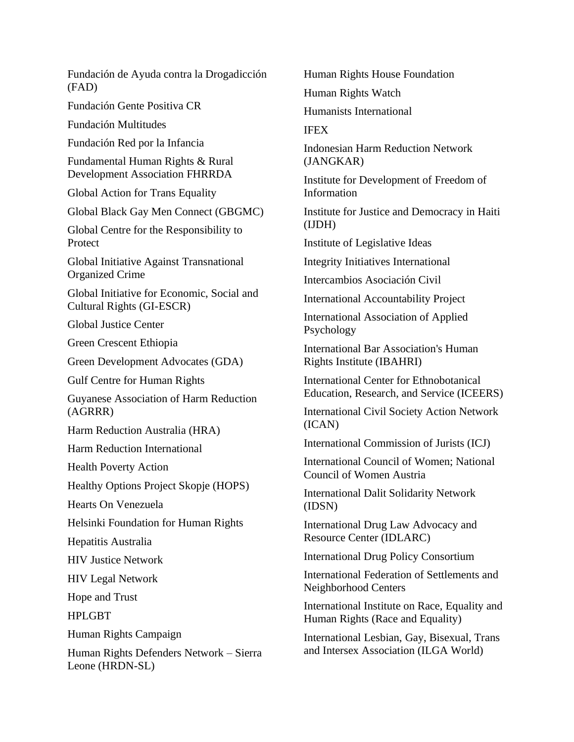Fundación de Ayuda contra la Drogadicción (FAD)

Fundación Gente Positiva CR

Fundación Multitudes

Fundación Red por la Infancia

Fundamental Human Rights & Rural Development Association FHRRDA

Global Action for Trans Equality

Global Black Gay Men Connect (GBGMC)

Global Centre for the Responsibility to Protect

Global Initiative Against Transnational Organized Crime

Global Initiative for Economic, Social and Cultural Rights (GI-ESCR)

Global Justice Center

Green Crescent Ethiopia

Green Development Advocates (GDA)

Gulf Centre for Human Rights

Guyanese Association of Harm Reduction (AGRRR)

Harm Reduction Australia (HRA)

Harm Reduction International

Health Poverty Action

Healthy Options Project Skopje (HOPS)

Hearts On Venezuela

Helsinki Foundation for Human Rights

Hepatitis Australia

HIV Justice Network

HIV Legal Network

Hope and Trust

HPLGBT

Human Rights Campaign

Human Rights Defenders Network – Sierra Leone (HRDN-SL)

Human Rights House Foundation

Human Rights Watch

Humanists International

IFEX

Indonesian Harm Reduction Network (JANGKAR)

Institute for Development of Freedom of Information

Institute for Justice and Democracy in Haiti (IJDH)

Institute of Legislative Ideas

Integrity Initiatives International

Intercambios Asociación Civil

International Accountability Project

International Association of Applied Psychology

International Bar Association's Human Rights Institute (IBAHRI)

International Center for Ethnobotanical Education, Research, and Service (ICEERS)

International Civil Society Action Network (ICAN)

International Commission of Jurists (ICJ)

International Council of Women; National Council of Women Austria

International Dalit Solidarity Network (IDSN)

International Drug Law Advocacy and Resource Center (IDLARC)

International Drug Policy Consortium

International Federation of Settlements and Neighborhood Centers

International Institute on Race, Equality and Human Rights (Race and Equality)

International Lesbian, Gay, Bisexual, Trans and Intersex Association (ILGA World)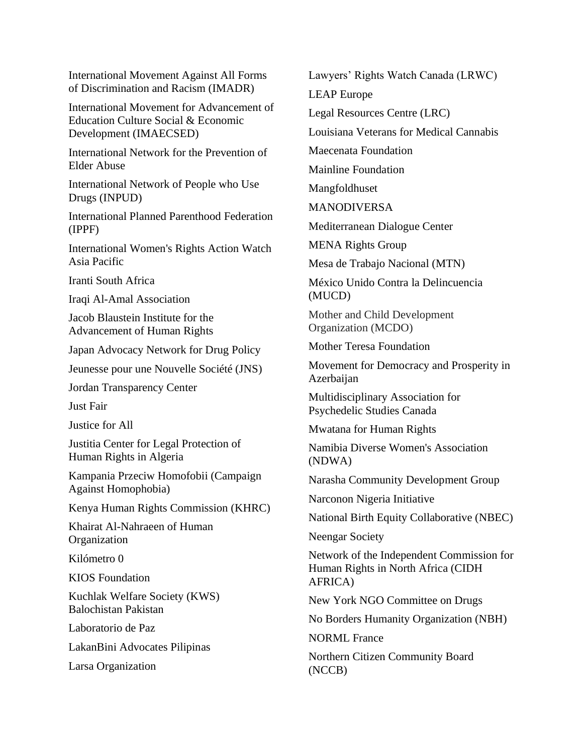International Movement Against All Forms of Discrimination and Racism (IMADR)

International Movement for Advancement of Education Culture Social & Economic Development (IMAECSED)

International Network for the Prevention of Elder Abuse

International Network of People who Use Drugs (INPUD)

International Planned Parenthood Federation (IPPF)

International Women's Rights Action Watch Asia Pacific

Iranti South Africa

Iraqi Al-Amal Association

Jacob Blaustein Institute for the Advancement of Human Rights

Japan Advocacy Network for Drug Policy

Jeunesse pour une Nouvelle Société (JNS)

Jordan Transparency Center

Just Fair

Justice for All

Justitia Center for Legal Protection of Human Rights in Algeria

Kampania Przeciw Homofobii (Campaign Against Homophobia)

Kenya Human Rights Commission (KHRC)

Khairat Al-Nahraeen of Human Organization

Kilómetro 0

KIOS Foundation

Kuchlak Welfare Society (KWS) Balochistan Pakistan

Laboratorio de Paz

LakanBini Advocates Pilipinas

Larsa Organization

Lawyers' Rights Watch Canada (LRWC)

LEAP Europe

Legal Resources Centre (LRC)

Louisiana Veterans for Medical Cannabis

Maecenata Foundation

Mainline Foundation

Mangfoldhuset

MANODIVERSA

Mediterranean Dialogue Center

MENA Rights Group

Mesa de Trabajo Nacional (MTN)

México Unido Contra la Delincuencia (MUCD)

Mother and Child Development Organization (MCDO)

Mother Teresa Foundation

Movement for Democracy and Prosperity in Azerbaijan

Multidisciplinary Association for Psychedelic Studies Canada

Mwatana for Human Rights

Namibia Diverse Women's Association (NDWA)

Narasha Community Development Group

Narconon Nigeria Initiative

National Birth Equity Collaborative (NBEC)

Neengar Society

Network of the Independent Commission for Human Rights in North Africa (CIDH AFRICA)

New York NGO Committee on Drugs

No Borders Humanity Organization (NBH)

NORML France

Northern Citizen Community Board (NCCB)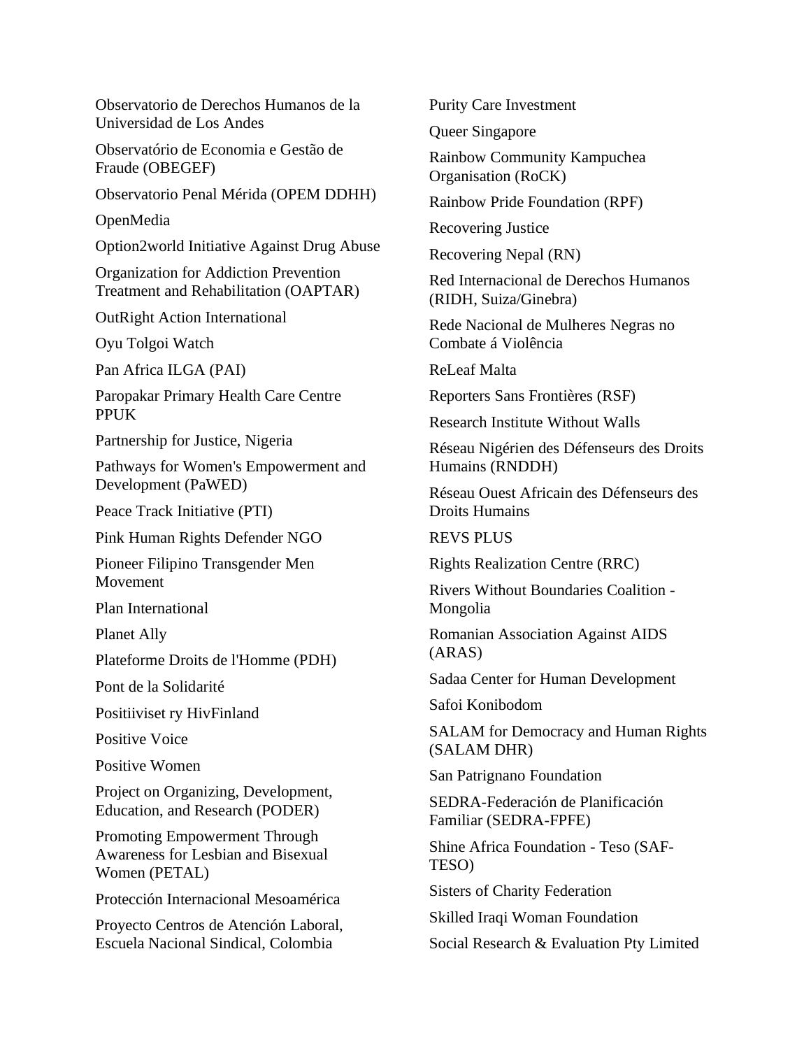Observatorio de Derechos Humanos de la Universidad de Los Andes

Observatório de Economia e Gestão de Fraude (OBEGEF)

Observatorio Penal Mérida (OPEM DDHH)

OpenMedia

Option2world Initiative Against Drug Abuse

Organization for Addiction Prevention Treatment and Rehabilitation (OAPTAR)

OutRight Action International

Oyu Tolgoi Watch

Pan Africa ILGA (PAI)

Paropakar Primary Health Care Centre PPUK

Partnership for Justice, Nigeria

Pathways for Women's Empowerment and Development (PaWED)

Peace Track Initiative (PTI)

Pink Human Rights Defender NGO

Pioneer Filipino Transgender Men Movement

Plan International

Planet Ally

Plateforme Droits de l'Homme (PDH)

Pont de la Solidarité

Positiiviset ry HivFinland

Positive Voice

Positive Women

Project on Organizing, Development, Education, and Research (PODER)

Promoting Empowerment Through Awareness for Lesbian and Bisexual Women (PETAL)

Protección Internacional Mesoamérica

Proyecto Centros de Atención Laboral, Escuela Nacional Sindical, Colombia

Purity Care Investment

Queer Singapore

Rainbow Community Kampuchea Organisation (RoCK)

Rainbow Pride Foundation (RPF)

Recovering Justice

Recovering Nepal (RN)

Red Internacional de Derechos Humanos (RIDH, Suiza/Ginebra)

Rede Nacional de Mulheres Negras no Combate á Violência

ReLeaf Malta

Reporters Sans Frontières (RSF)

Research Institute Without Walls

Réseau Nigérien des Défenseurs des Droits Humains (RNDDH)

Réseau Ouest Africain des Défenseurs des Droits Humains

REVS PLUS

Rights Realization Centre (RRC)

Rivers Without Boundaries Coalition - Mongolia

Romanian Association Against AIDS (ARAS)

Sadaa Center for Human Development

Safoi Konibodom

SALAM for Democracy and Human Rights (SALAM DHR)

San Patrignano Foundation

SEDRA-Federación de Planificación Familiar (SEDRA-FPFE)

Shine Africa Foundation - Teso (SAF-TESO)

Sisters of Charity Federation

Skilled Iraqi Woman Foundation

Social Research & Evaluation Pty Limited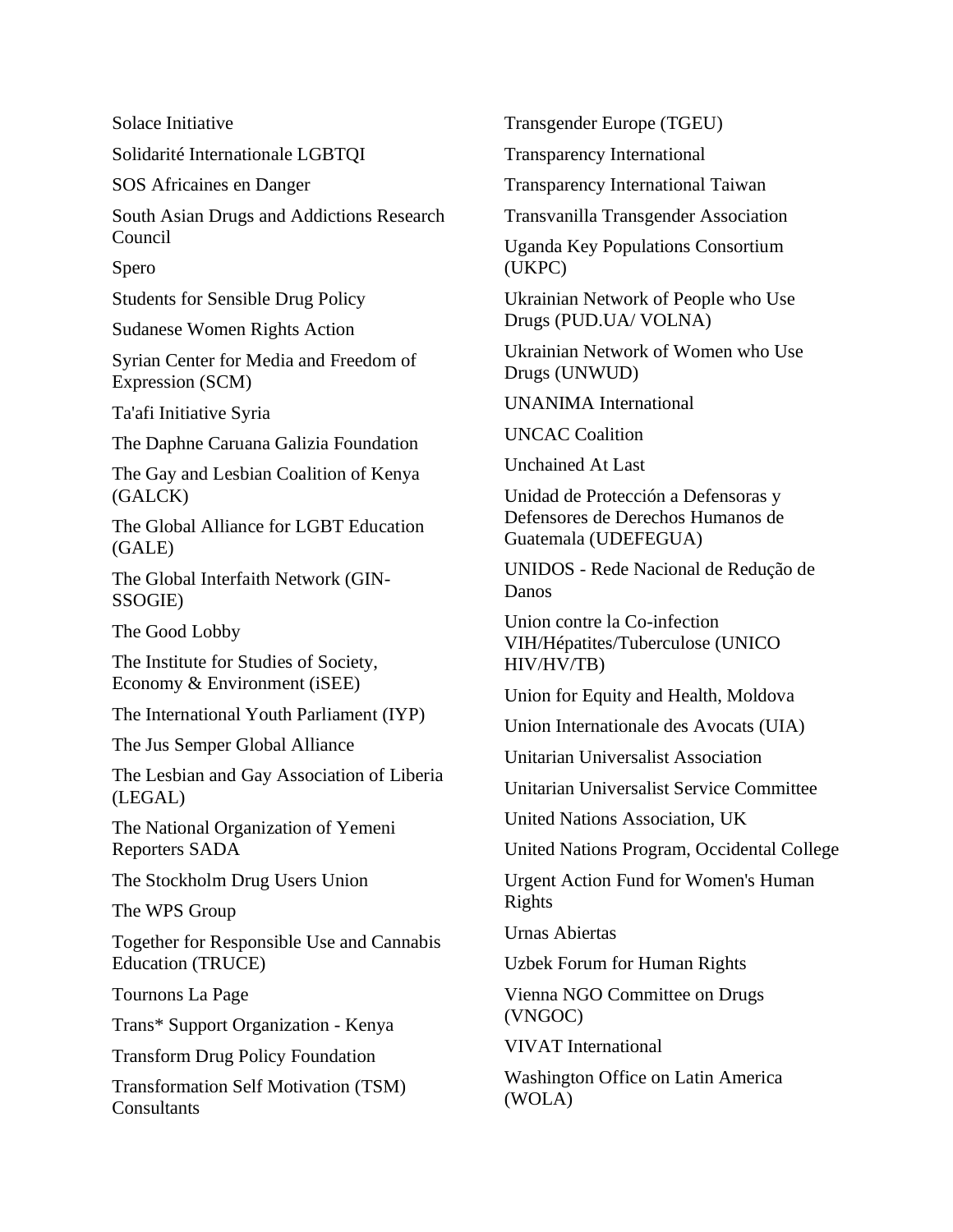Solace Initiative

Solidarité Internationale LGBTQI

SOS Africaines en Danger

South Asian Drugs and Addictions Research Council

Spero

Students for Sensible Drug Policy

Sudanese Women Rights Action

Syrian Center for Media and Freedom of Expression (SCM)

Ta'afi Initiative Syria

The Daphne Caruana Galizia Foundation

The Gay and Lesbian Coalition of Kenya (GALCK)

The Global Alliance for LGBT Education (GALE)

The Global Interfaith Network (GIN-SSOGIE)

The Good Lobby

The Institute for Studies of Society, Economy & Environment (iSEE)

The International Youth Parliament (IYP)

The Jus Semper Global Alliance

The Lesbian and Gay Association of Liberia (LEGAL)

The National Organization of Yemeni Reporters SADA

The Stockholm Drug Users Union

The WPS Group

Together for Responsible Use and Cannabis Education (TRUCE)

Tournons La Page

Trans* Support Organization - Kenya

Transform Drug Policy Foundation

Transformation Self Motivation (TSM) Consultants

Transgender Europe (TGEU)

Transparency International

Transparency International Taiwan

Transvanilla Transgender Association

Uganda Key Populations Consortium (UKPC)

Ukrainian Network of People who Use Drugs (PUD.UA/ VOLNA)

Ukrainian Network of Women who Use Drugs (UNWUD)

UNANIMA International

UNCAC Coalition

Unchained At Last

Unidad de Protección a Defensoras y Defensores de Derechos Humanos de Guatemala (UDEFEGUA)

UNIDOS - Rede Nacional de Redução de Danos

Union contre la Co-infection VIH/Hépatites/Tuberculose (UNICO HIV/HV/TB)

Union for Equity and Health, Moldova

Union Internationale des Avocats (UIA)

Unitarian Universalist Association

Unitarian Universalist Service Committee

United Nations Association, UK

United Nations Program, Occidental College

Urgent Action Fund for Women's Human Rights

Urnas Abiertas

Uzbek Forum for Human Rights

Vienna NGO Committee on Drugs (VNGOC)

VIVAT International

Washington Office on Latin America (WOLA)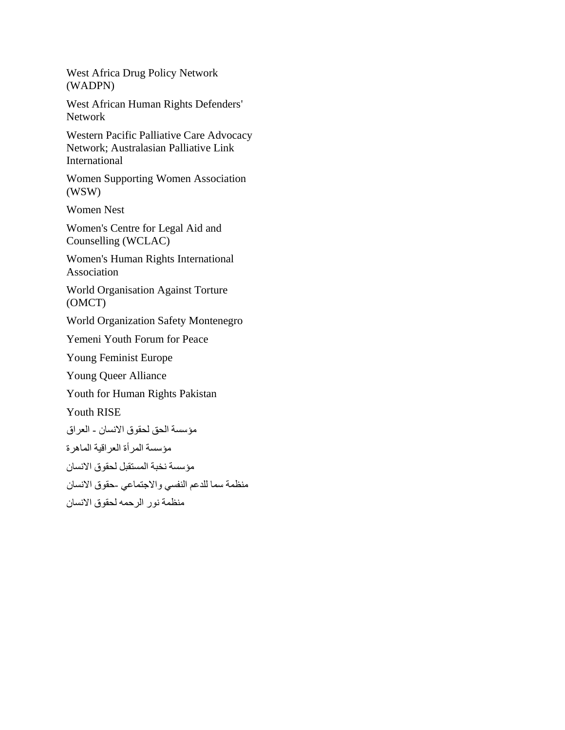West Africa Drug Policy Network (WADPN)

West African Human Rights Defenders' Network

Western Pacific Palliative Care Advocacy Network; Australasian Palliative Link International

Women Supporting Women Association (WSW)

Women Nest

Women's Centre for Legal Aid and Counselling (WCLAC)

Women's Human Rights International Association

World Organisation Against Torture (OMCT)

World Organization Safety Montenegro

Yemeni Youth Forum for Peace

Young Feminist Europe

Young Queer Alliance

Youth for Human Rights Pakistan

Youth RISE

مؤسسة الحق لحقوق الانسان - العراق

مؤسسة المرأة العراقية الماهرة

مؤسسة نخبة المستقبل لحقوق الانسان

منظمة سما للدعم النفسي والاجتماعي -حقوق الانسان

منظمة نور الرحمه لحقوق الانسان